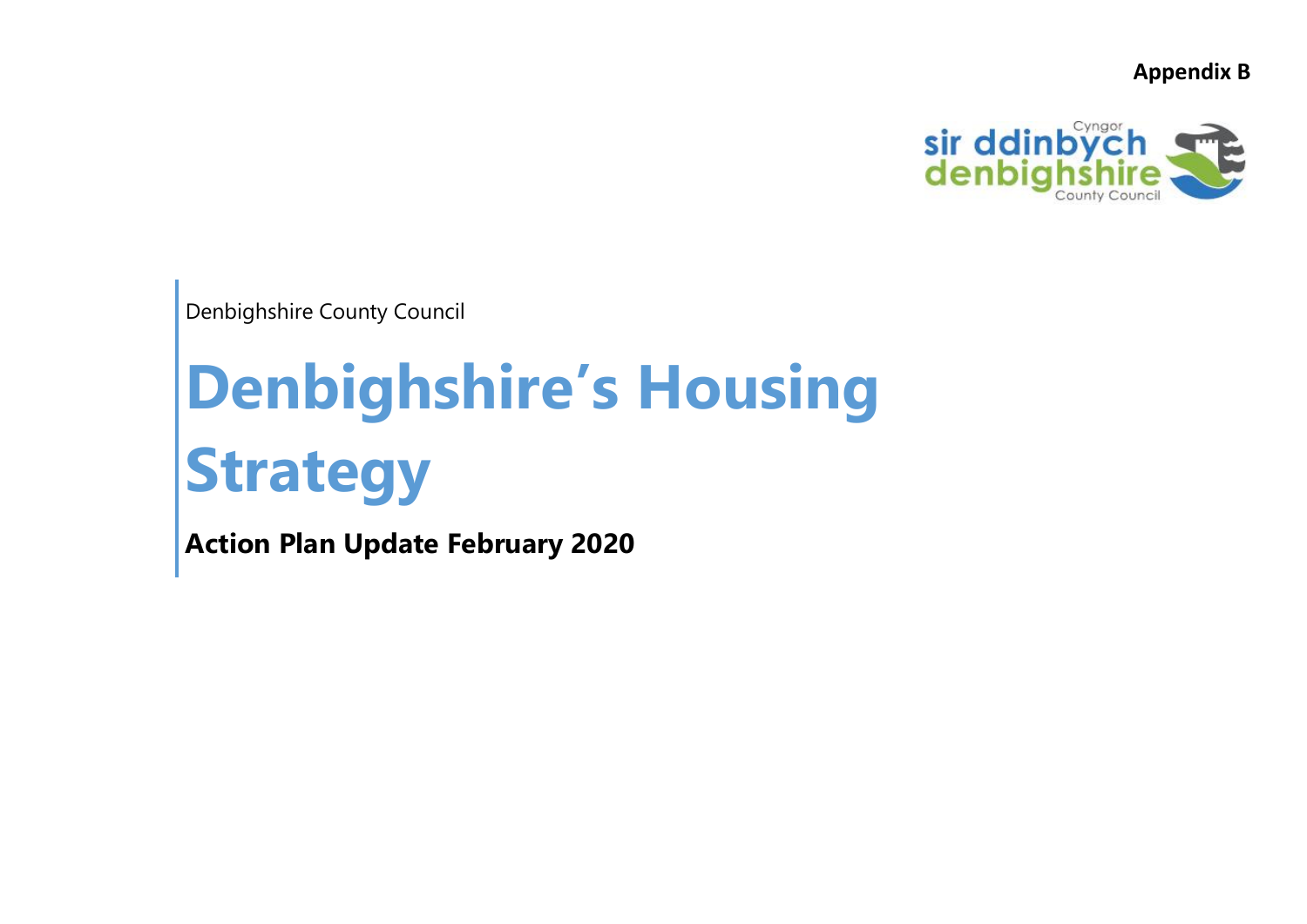**Appendix B**

Cyngor sir ddinbych denbighshire County Council

Denbighshire County Council

# Denbighshire's Housing Strategy

**Action Plan Update February 2020**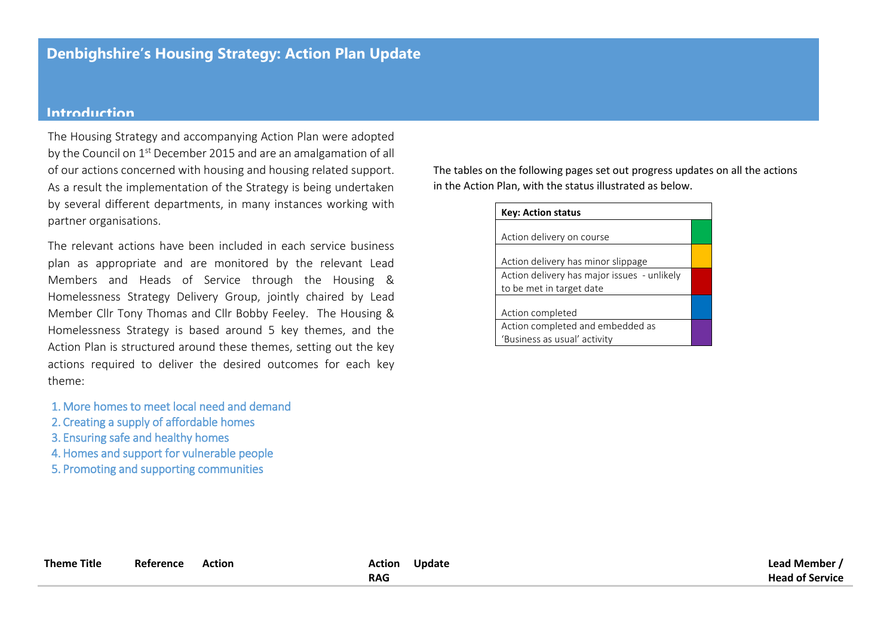# Denbighshire's Housing Strategy: Action Plan Update

## Introduction

The Housing Strategy and accompanying Action Plan were adopted by the Council on 1st December 2015 and are an amalgamation of all of our actions concerned with housing and housing related support. As a result the implementation of the Strategy is being undertaken by several different departments, in many instances working with partner organisations.

The relevant actions have been included in each service business plan as appropriate and are monitored by the relevant Lead Members and Heads of Service through the Housing & Homelessness Strategy Delivery Group, jointly chaired by Lead Member Cllr Tony Thomas and Cllr Bobby Feeley. The Housing & Homelessness Strategy is based around 5 key themes, and the Action Plan is structured around these themes, setting out the key actions required to deliver the desired outcomes for each key theme:

1. More homes to meet local need and demand
2. Creating a supply of affordable homes
3. Ensuring safe and healthy homes
4. Homes and support for vulnerable people
5. Promoting and supporting communities

The tables on the following pages set out progress updates on all the actions in the Action Plan, with the status illustrated as below.

| Key: Action status | |
|---|---|
| Action delivery on course | Green |
| Action delivery has minor slippage | Amber |
| Action delivery has major issues - unlikely to be met in target date | Red |
| Action completed | Blue |
| Action completed and embedded as 'Business as usual' activity | Purple |

| Theme Title | Reference | Action | Action RAG | Update | Lead Member / Head of Service |
|---|---|---|---|---|---|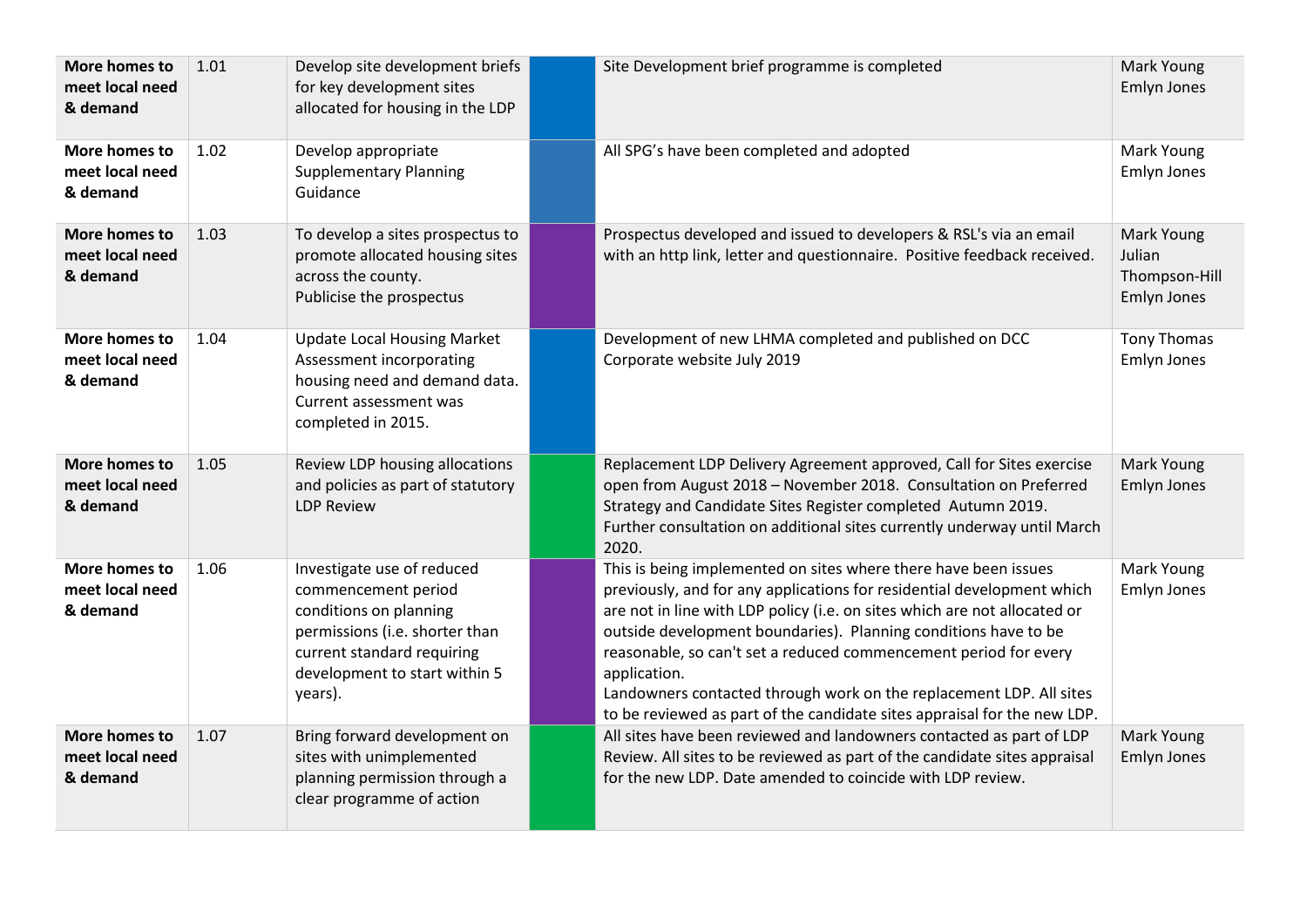| | | | | | |
|---|---|---|---|---|---|
| **More homes to meet local need & demand** | 1.01 | Develop site development briefs for key development sites allocated for housing in the LDP | | Site Development brief programme is completed | Mark Young<br>Emlyn Jones |
| **More homes to meet local need & demand** | 1.02 | Develop appropriate Supplementary Planning Guidance | | All SPG's have been completed and adopted | Mark Young<br>Emlyn Jones |
| **More homes to meet local need & demand** | 1.03 | To develop a sites prospectus to promote allocated housing sites across the county.<br>Publicise the prospectus | | Prospectus developed and issued to developers & RSL's via an email with an http link, letter and questionnaire. Positive feedback received. | Mark Young<br>Julian Thompson-Hill<br>Emlyn Jones |
| **More homes to meet local need & demand** | 1.04 | Update Local Housing Market Assessment incorporating housing need and demand data. Current assessment was completed in 2015. | | Development of new LHMA completed and published on DCC Corporate website July 2019 | Tony Thomas<br>Emlyn Jones |
| **More homes to meet local need & demand** | 1.05 | Review LDP housing allocations and policies as part of statutory LDP Review | | Replacement LDP Delivery Agreement approved, Call for Sites exercise open from August 2018 – November 2018. Consultation on Preferred Strategy and Candidate Sites Register completed Autumn 2019. Further consultation on additional sites currently underway until March 2020. | Mark Young<br>Emlyn Jones |
| **More homes to meet local need & demand** | 1.06 | Investigate use of reduced commencement period conditions on planning permissions (i.e. shorter than current standard requiring development to start within 5 years). | | This is being implemented on sites where there have been issues previously, and for any applications for residential development which are not in line with LDP policy (i.e. on sites which are not allocated or outside development boundaries). Planning conditions have to be reasonable, so can't set a reduced commencement period for every application.<br>Landowners contacted through work on the replacement LDP. All sites to be reviewed as part of the candidate sites appraisal for the new LDP. | Mark Young<br>Emlyn Jones |
| **More homes to meet local need & demand** | 1.07 | Bring forward development on sites with unimplemented planning permission through a clear programme of action | | All sites have been reviewed and landowners contacted as part of LDP Review. All sites to be reviewed as part of the candidate sites appraisal for the new LDP. Date amended to coincide with LDP review. | Mark Young<br>Emlyn Jones |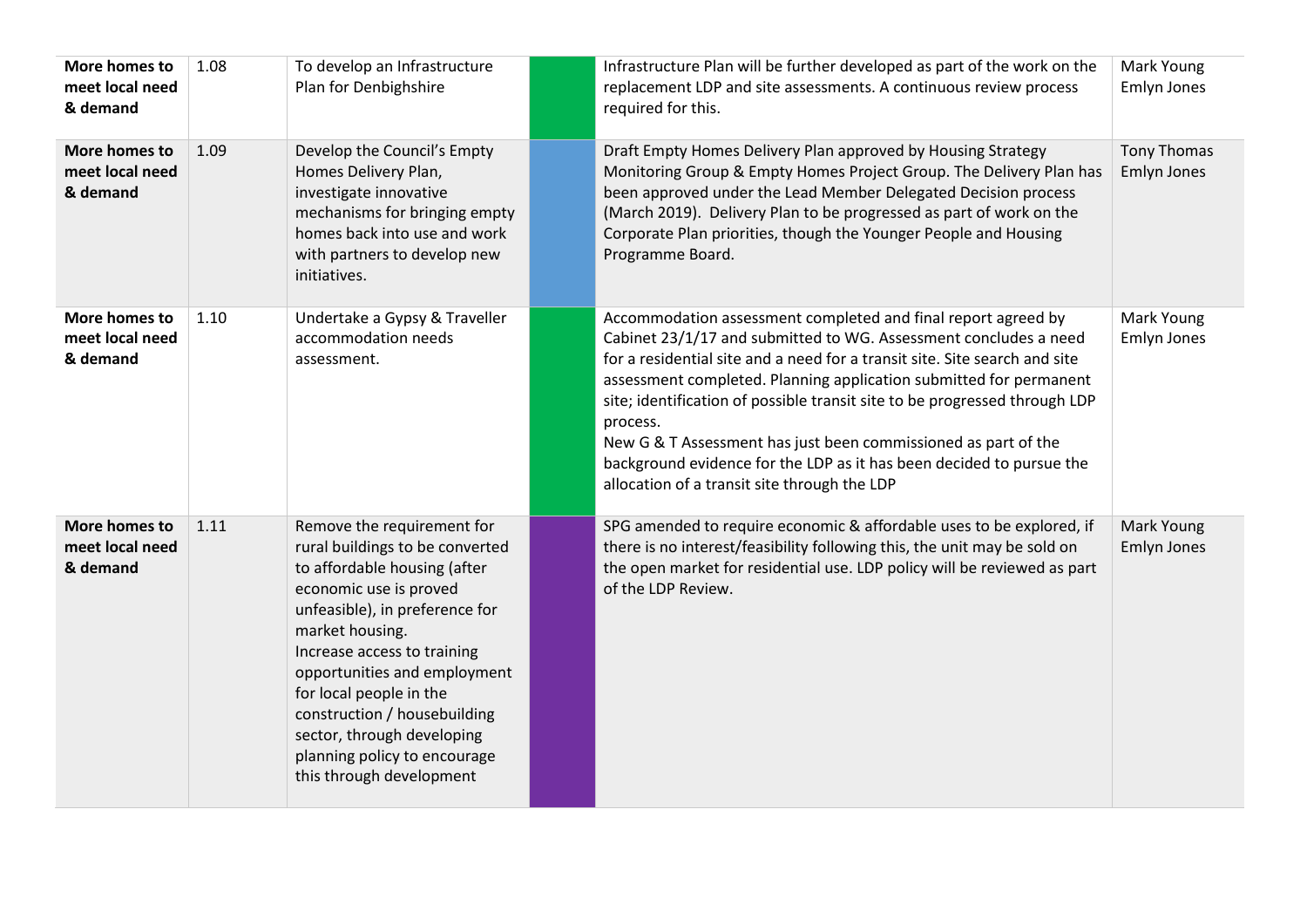| More homes to meet local need & demand | 1.08 | To develop an Infrastructure Plan for Denbighshire | | Infrastructure Plan will be further developed as part of the work on the replacement LDP and site assessments. A continuous review process required for this. | Mark Young Emlyn Jones |
|---|---|---|---|---|---|
| **More homes to meet local need & demand** | 1.09 | Develop the Council's Empty Homes Delivery Plan, investigate innovative mechanisms for bringing empty homes back into use and work with partners to develop new initiatives. | | Draft Empty Homes Delivery Plan approved by Housing Strategy Monitoring Group & Empty Homes Project Group. The Delivery Plan has been approved under the Lead Member Delegated Decision process (March 2019). Delivery Plan to be progressed as part of work on the Corporate Plan priorities, though the Younger People and Housing Programme Board. | Tony Thomas Emlyn Jones |
| **More homes to meet local need & demand** | 1.10 | Undertake a Gypsy & Traveller accommodation needs assessment. | | Accommodation assessment completed and final report agreed by Cabinet 23/1/17 and submitted to WG. Assessment concludes a need for a residential site and a need for a transit site. Site search and site assessment completed. Planning application submitted for permanent site; identification of possible transit site to be progressed through LDP process.<br>New G & T Assessment has just been commissioned as part of the background evidence for the LDP as it has been decided to pursue the allocation of a transit site through the LDP | Mark Young Emlyn Jones |
| **More homes to meet local need & demand** | 1.11 | Remove the requirement for rural buildings to be converted to affordable housing (after economic use is proved unfeasible), in preference for market housing.<br>Increase access to training opportunities and employment for local people in the construction / housebuilding sector, through developing planning policy to encourage this through development | | SPG amended to require economic & affordable uses to be explored, if there is no interest/feasibility following this, the unit may be sold on the open market for residential use. LDP policy will be reviewed as part of the LDP Review. | Mark Young Emlyn Jones |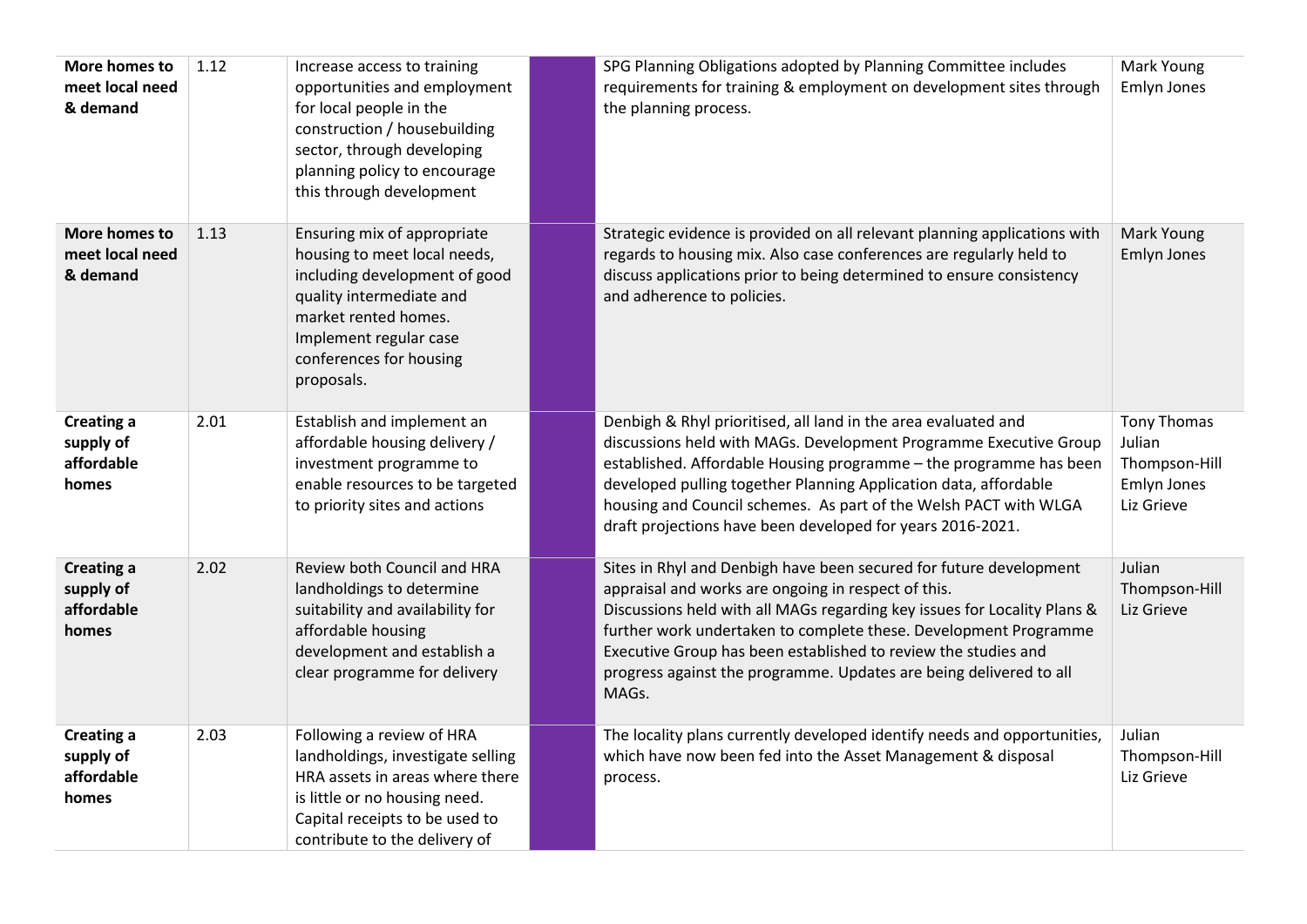| | | | | | |
|---|---|---|---|---|---|
| **More homes to meet local need & demand** | 1.12 | Increase access to training opportunities and employment for local people in the construction / housebuilding sector, through developing planning policy to encourage this through development | | SPG Planning Obligations adopted by Planning Committee includes requirements for training & employment on development sites through the planning process. | Mark Young Emlyn Jones |
| **More homes to meet local need & demand** | 1.13 | Ensuring mix of appropriate housing to meet local needs, including development of good quality intermediate and market rented homes. Implement regular case conferences for housing proposals. | | Strategic evidence is provided on all relevant planning applications with regards to housing mix. Also case conferences are regularly held to discuss applications prior to being determined to ensure consistency and adherence to policies. | Mark Young Emlyn Jones |
| **Creating a supply of affordable homes** | 2.01 | Establish and implement an affordable housing delivery / investment programme to enable resources to be targeted to priority sites and actions | | Denbigh & Rhyl prioritised, all land in the area evaluated and discussions held with MAGs. Development Programme Executive Group established. Affordable Housing programme – the programme has been developed pulling together Planning Application data, affordable housing and Council schemes. As part of the Welsh PACT with WLGA draft projections have been developed for years 2016-2021. | Tony Thomas Julian Thompson-Hill Emlyn Jones Liz Grieve |
| **Creating a supply of affordable homes** | 2.02 | Review both Council and HRA landholdings to determine suitability and availability for affordable housing development and establish a clear programme for delivery | | Sites in Rhyl and Denbigh have been secured for future development appraisal and works are ongoing in respect of this. Discussions held with all MAGs regarding key issues for Locality Plans & further work undertaken to complete these. Development Programme Executive Group has been established to review the studies and progress against the programme. Updates are being delivered to all MAGs. | Julian Thompson-Hill Liz Grieve |
| **Creating a supply of affordable homes** | 2.03 | Following a review of HRA landholdings, investigate selling HRA assets in areas where there is little or no housing need. Capital receipts to be used to contribute to the delivery of | | The locality plans currently developed identify needs and opportunities, which have now been fed into the Asset Management & disposal process. | Julian Thompson-Hill Liz Grieve |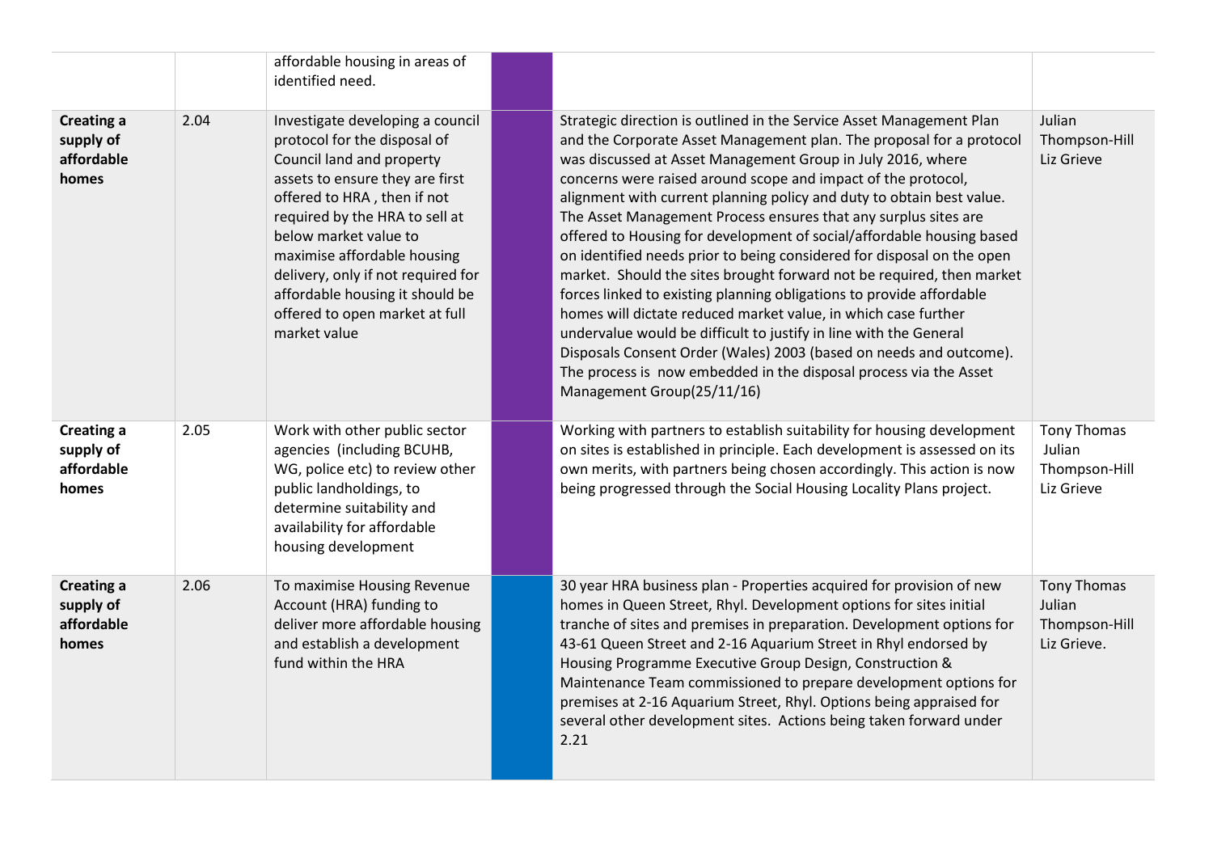| | | | | | |
|---|---|---|---|---|---|
| | | affordable housing in areas of identified need. | | | |
| **Creating a supply of affordable homes** | 2.04 | Investigate developing a council protocol for the disposal of Council land and property assets to ensure they are first offered to HRA , then if not required by the HRA to sell at below market value to maximise affordable housing delivery, only if not required for affordable housing it should be offered to open market at full market value | | Strategic direction is outlined in the Service Asset Management Plan and the Corporate Asset Management plan. The proposal for a protocol was discussed at Asset Management Group in July 2016, where concerns were raised around scope and impact of the protocol, alignment with current planning policy and duty to obtain best value. The Asset Management Process ensures that any surplus sites are offered to Housing for development of social/affordable housing based on identified needs prior to being considered for disposal on the open market. Should the sites brought forward not be required, then market forces linked to existing planning obligations to provide affordable homes will dictate reduced market value, in which case further undervalue would be difficult to justify in line with the General Disposals Consent Order (Wales) 2003 (based on needs and outcome). The process is now embedded in the disposal process via the Asset Management Group(25/11/16) | Julian Thompson-Hill Liz Grieve |
| **Creating a supply of affordable homes** | 2.05 | Work with other public sector agencies (including BCUHB, WG, police etc) to review other public landholdings, to determine suitability and availability for affordable housing development | | Working with partners to establish suitability for housing development on sites is established in principle. Each development is assessed on its own merits, with partners being chosen accordingly. This action is now being progressed through the Social Housing Locality Plans project. | Tony Thomas Julian Thompson-Hill Liz Grieve |
| **Creating a supply of affordable homes** | 2.06 | To maximise Housing Revenue Account (HRA) funding to deliver more affordable housing and establish a development fund within the HRA | | 30 year HRA business plan - Properties acquired for provision of new homes in Queen Street, Rhyl. Development options for sites initial tranche of sites and premises in preparation. Development options for 43-61 Queen Street and 2-16 Aquarium Street in Rhyl endorsed by Housing Programme Executive Group Design, Construction & Maintenance Team commissioned to prepare development options for premises at 2-16 Aquarium Street, Rhyl. Options being appraised for several other development sites. Actions being taken forward under 2.21 | Tony Thomas Julian Thompson-Hill Liz Grieve. |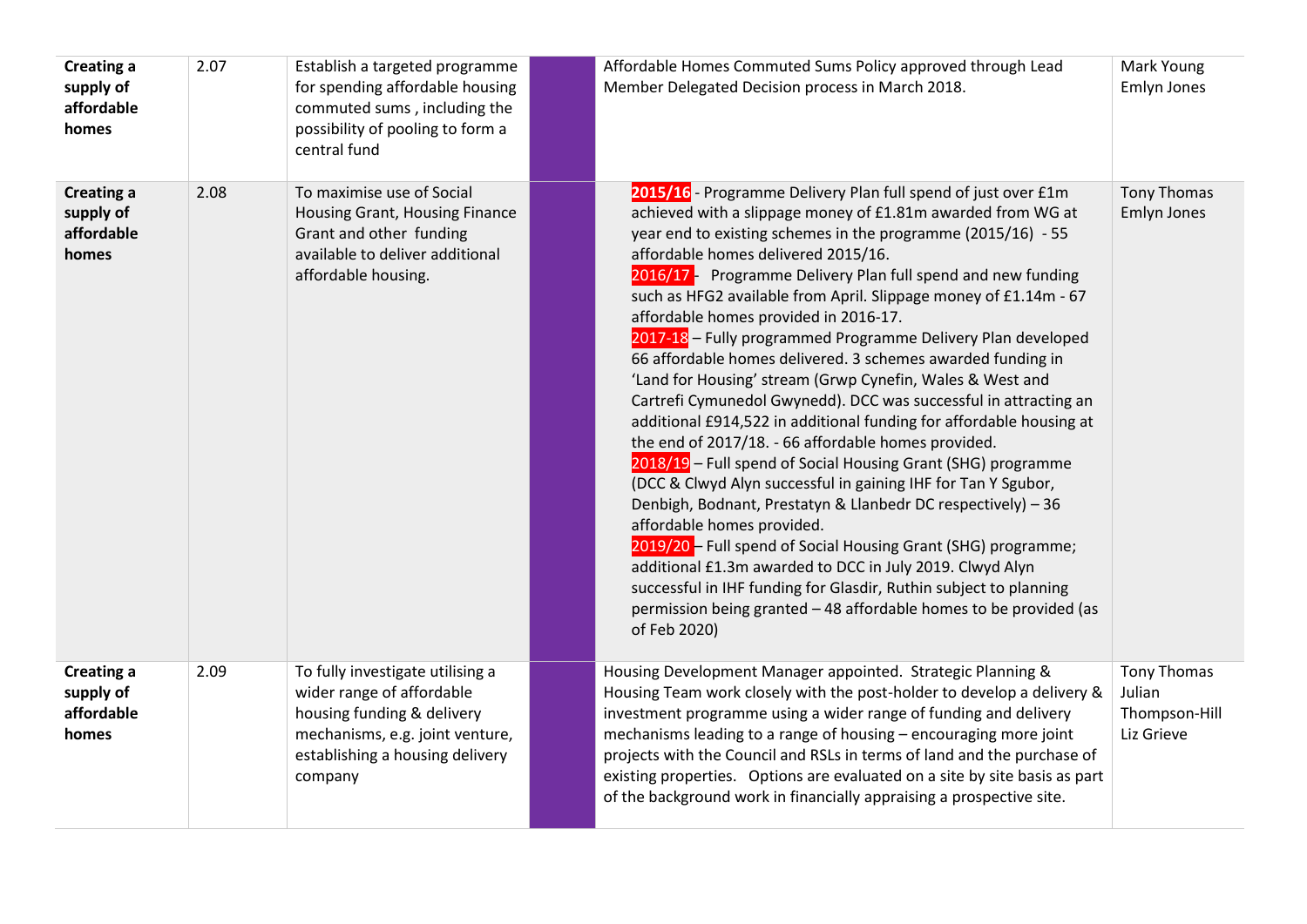| Creating a supply of affordable homes | 2.07 | Establish a targeted programme for spending affordable housing commuted sums , including the possibility of pooling to form a central fund | | Affordable Homes Commuted Sums Policy approved through Lead Member Delegated Decision process in March 2018. | Mark Young<br>Emlyn Jones |
|---|---|---|---|---|---|
| **Creating a supply of affordable homes** | 2.08 | To maximise use of Social Housing Grant, Housing Finance Grant and other funding available to deliver additional affordable housing. | | **2015/16** - Programme Delivery Plan full spend of just over £1m achieved with a slippage money of £1.81m awarded from WG at year end to existing schemes in the programme (2015/16) - 55 affordable homes delivered 2015/16.<br>2016/17 - Programme Delivery Plan full spend and new funding such as HFG2 available from April. Slippage money of £1.14m - 67 affordable homes provided in 2016-17.<br>2017-18 – Fully programmed Programme Delivery Plan developed 66 affordable homes delivered. 3 schemes awarded funding in 'Land for Housing' stream (Grwp Cynefin, Wales & West and Cartrefi Cymunedol Gwynedd). DCC was successful in attracting an additional £914,522 in additional funding for affordable housing at the end of 2017/18. - 66 affordable homes provided.<br>2018/19 – Full spend of Social Housing Grant (SHG) programme (DCC & Clwyd Alyn successful in gaining IHF for Tan Y Sgubor, Denbigh, Bodnant, Prestatyn & Llanbedr DC respectively) – 36 affordable homes provided.<br>2019/20 – Full spend of Social Housing Grant (SHG) programme; additional £1.3m awarded to DCC in July 2019. Clwyd Alyn successful in IHF funding for Glasdir, Ruthin subject to planning permission being granted – 48 affordable homes to be provided (as of Feb 2020) | Tony Thomas<br>Emlyn Jones |
| **Creating a supply of affordable homes** | 2.09 | To fully investigate utilising a wider range of affordable housing funding & delivery mechanisms, e.g. joint venture, establishing a housing delivery company | | Housing Development Manager appointed. Strategic Planning & Housing Team work closely with the post-holder to develop a delivery & investment programme using a wider range of funding and delivery mechanisms leading to a range of housing – encouraging more joint projects with the Council and RSLs in terms of land and the purchase of existing properties. Options are evaluated on a site by site basis as part of the background work in financially appraising a prospective site. | Tony Thomas<br>Julian Thompson-Hill<br>Liz Grieve |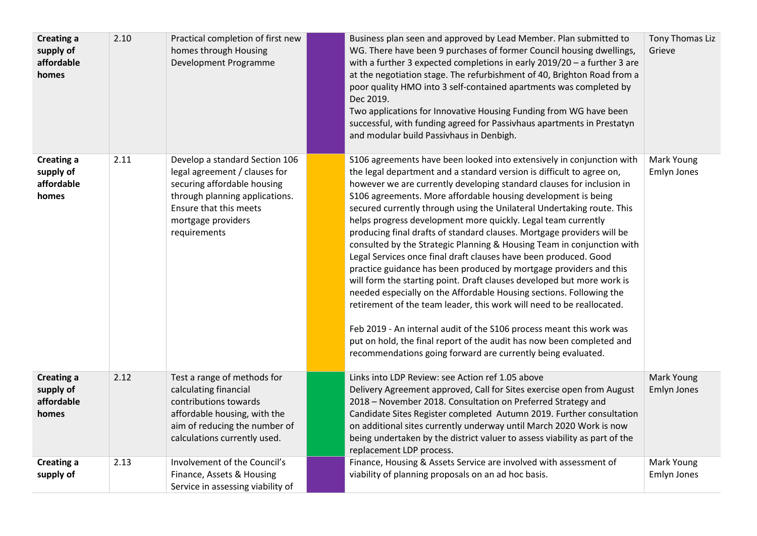| | | | | | |
|---|---|---|---|---|---|
| **Creating a supply of affordable homes** | 2.10 | Practical completion of first new homes through Housing Development Programme | | Business plan seen and approved by Lead Member. Plan submitted to WG. There have been 9 purchases of former Council housing dwellings, with a further 3 expected completions in early 2019/20 – a further 3 are at the negotiation stage. The refurbishment of 40, Brighton Road from a poor quality HMO into 3 self-contained apartments was completed by Dec 2019.<br>Two applications for Innovative Housing Funding from WG have been successful, with funding agreed for Passivhaus apartments in Prestatyn and modular build Passivhaus in Denbigh. | Tony Thomas Liz Grieve |
| **Creating a supply of affordable homes** | 2.11 | Develop a standard Section 106 legal agreement / clauses for securing affordable housing through planning applications. Ensure that this meets mortgage providers requirements | | S106 agreements have been looked into extensively in conjunction with the legal department and a standard version is difficult to agree on, however we are currently developing standard clauses for inclusion in S106 agreements. More affordable housing development is being secured currently through using the Unilateral Undertaking route. This helps progress development more quickly. Legal team currently producing final drafts of standard clauses. Mortgage providers will be consulted by the Strategic Planning & Housing Team in conjunction with Legal Services once final draft clauses have been produced. Good practice guidance has been produced by mortgage providers and this will form the starting point. Draft clauses developed but more work is needed especially on the Affordable Housing sections. Following the retirement of the team leader, this work will need to be reallocated.<br><br>Feb 2019 - An internal audit of the S106 process meant this work was put on hold, the final report of the audit has now been completed and recommendations going forward are currently being evaluated. | Mark Young Emlyn Jones |
| **Creating a supply of affordable homes** | 2.12 | Test a range of methods for calculating financial contributions towards affordable housing, with the aim of reducing the number of calculations currently used. | | Links into LDP Review: see Action ref 1.05 above<br>Delivery Agreement approved, Call for Sites exercise open from August 2018 – November 2018. Consultation on Preferred Strategy and Candidate Sites Register completed Autumn 2019. Further consultation on additional sites currently underway until March 2020 Work is now being undertaken by the district valuer to assess viability as part of the replacement LDP process. | Mark Young Emlyn Jones |
| **Creating a supply of** | 2.13 | Involvement of the Council's Finance, Assets & Housing Service in assessing viability of | | Finance, Housing & Assets Service are involved with assessment of viability of planning proposals on an ad hoc basis. | Mark Young Emlyn Jones |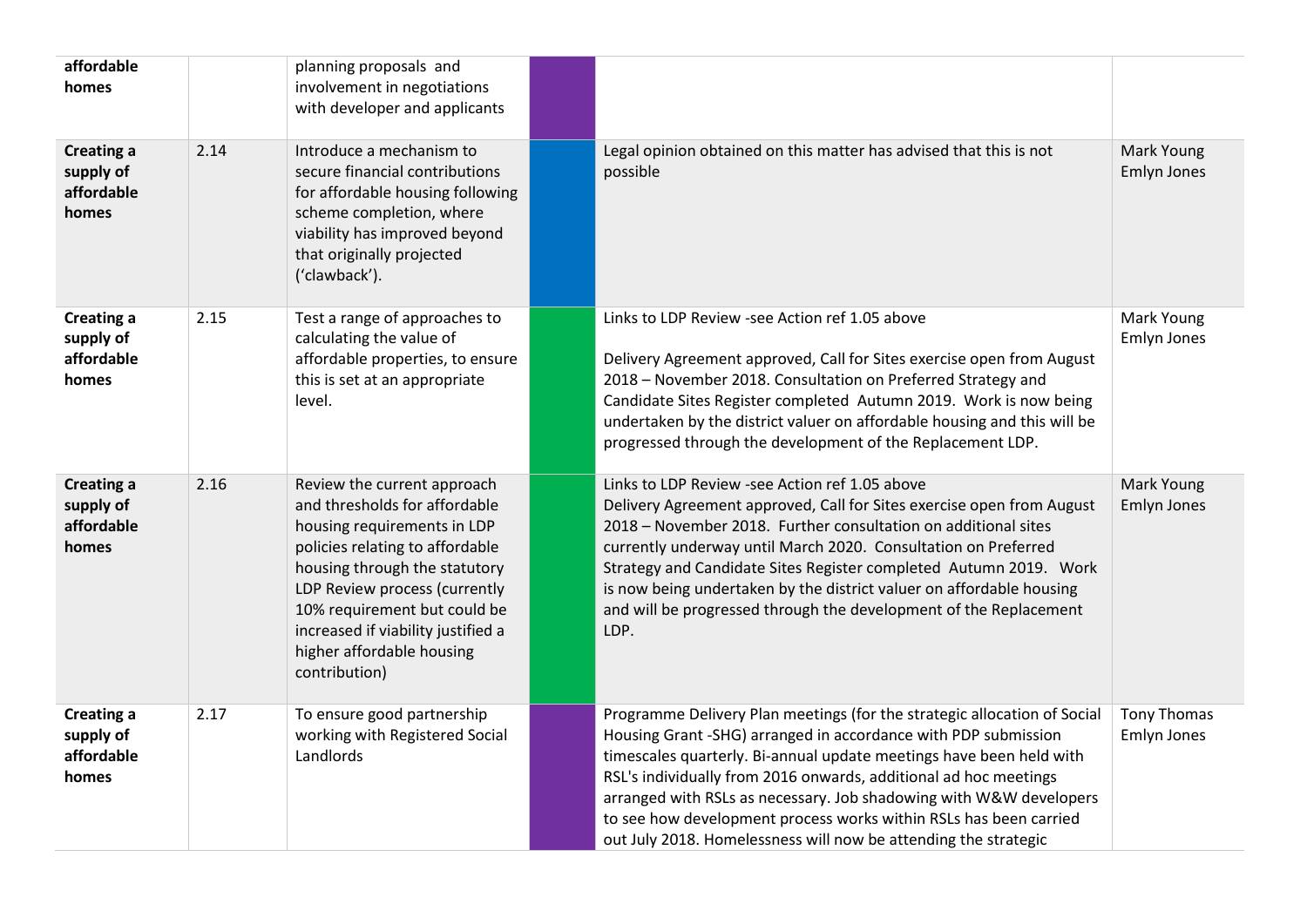| | | | | | |
|---|---|---|---|---|---|
| **affordable homes** | | planning proposals and involvement in negotiations with developer and applicants | | | |
| **Creating a supply of affordable homes** | 2.14 | Introduce a mechanism to secure financial contributions for affordable housing following scheme completion, where viability has improved beyond that originally projected ('clawback'). | | Legal opinion obtained on this matter has advised that this is not possible | Mark Young Emlyn Jones |
| **Creating a supply of affordable homes** | 2.15 | Test a range of approaches to calculating the value of affordable properties, to ensure this is set at an appropriate level. | | Links to LDP Review -see Action ref 1.05 above<br><br>Delivery Agreement approved, Call for Sites exercise open from August 2018 – November 2018. Consultation on Preferred Strategy and Candidate Sites Register completed Autumn 2019. Work is now being undertaken by the district valuer on affordable housing and this will be progressed through the development of the Replacement LDP. | Mark Young Emlyn Jones |
| **Creating a supply of affordable homes** | 2.16 | Review the current approach and thresholds for affordable housing requirements in LDP policies relating to affordable housing through the statutory LDP Review process (currently 10% requirement but could be increased if viability justified a higher affordable housing contribution) | | Links to LDP Review -see Action ref 1.05 above<br>Delivery Agreement approved, Call for Sites exercise open from August 2018 – November 2018. Further consultation on additional sites currently underway until March 2020. Consultation on Preferred Strategy and Candidate Sites Register completed Autumn 2019. Work is now being undertaken by the district valuer on affordable housing and will be progressed through the development of the Replacement LDP. | Mark Young Emlyn Jones |
| **Creating a supply of affordable homes** | 2.17 | To ensure good partnership working with Registered Social Landlords | | Programme Delivery Plan meetings (for the strategic allocation of Social Housing Grant -SHG) arranged in accordance with PDP submission timescales quarterly. Bi-annual update meetings have been held with RSL's individually from 2016 onwards, additional ad hoc meetings arranged with RSLs as necessary. Job shadowing with W&W developers to see how development process works within RSLs has been carried out July 2018. Homelessness will now be attending the strategic | Tony Thomas Emlyn Jones |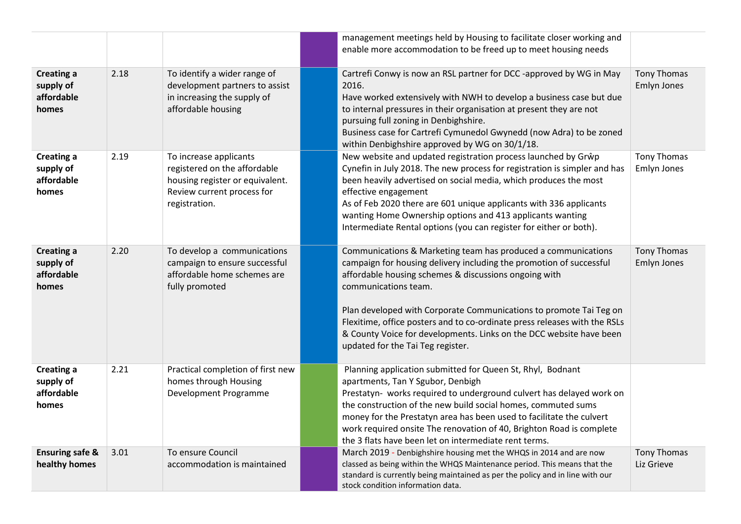| | | | | | |
|---|---|---|---|---|---|
| | | | | management meetings held by Housing to facilitate closer working and enable more accommodation to be freed up to meet housing needs | |
| **Creating a supply of affordable homes** | 2.18 | To identify a wider range of development partners to assist in increasing the supply of affordable housing | | Cartrefi Conwy is now an RSL partner for DCC -approved by WG in May 2016.<br>Have worked extensively with NWH to develop a business case but due to internal pressures in their organisation at present they are not pursuing full zoning in Denbighshire.<br>Business case for Cartrefi Cymunedol Gwynedd (now Adra) to be zoned within Denbighshire approved by WG on 30/1/18. | Tony Thomas<br>Emlyn Jones |
| **Creating a supply of affordable homes** | 2.19 | To increase applicants registered on the affordable housing register or equivalent. Review current process for registration. | | New website and updated registration process launched by Grŵp Cynefin in July 2018. The new process for registration is simpler and has been heavily advertised on social media, which produces the most effective engagement<br>As of Feb 2020 there are 601 unique applicants with 336 applicants wanting Home Ownership options and 413 applicants wanting Intermediate Rental options (you can register for either or both). | Tony Thomas<br>Emlyn Jones |
| **Creating a supply of affordable homes** | 2.20 | To develop a communications campaign to ensure successful affordable home schemes are fully promoted | | Communications & Marketing team has produced a communications campaign for housing delivery including the promotion of successful affordable housing schemes & discussions ongoing with communications team.<br><br>Plan developed with Corporate Communications to promote Tai Teg on Flexitime, office posters and to co-ordinate press releases with the RSLs & County Voice for developments. Links on the DCC website have been updated for the Tai Teg register. | Tony Thomas<br>Emlyn Jones |
| **Creating a supply of affordable homes** | 2.21 | Practical completion of first new homes through Housing Development Programme | | Planning application submitted for Queen St, Rhyl, Bodnant apartments, Tan Y Sgubor, Denbigh<br>Prestatyn- works required to underground culvert has delayed work on the construction of the new build social homes, commuted sums money for the Prestatyn area has been used to facilitate the culvert work required onsite The renovation of 40, Brighton Road is complete the 3 flats have been let on intermediate rent terms. | |
| **Ensuring safe & healthy homes** | 3.01 | To ensure Council accommodation is maintained | | March 2019 - Denbighshire housing met the WHQS in 2014 and are now classed as being within the WHQS Maintenance period. This means that the standard is currently being maintained as per the policy and in line with our stock condition information data. | Tony Thomas<br>Liz Grieve |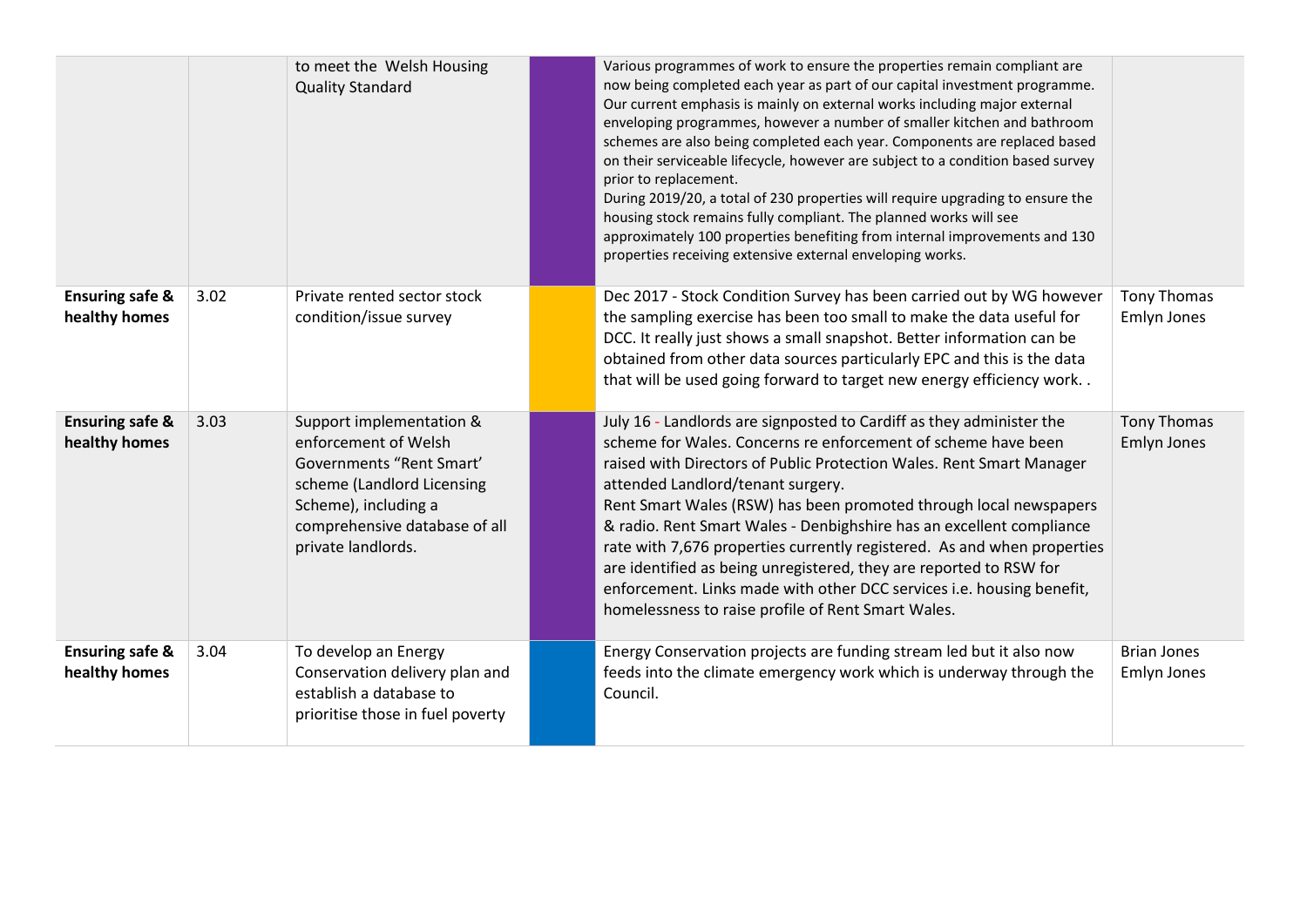|  |  |  |  |  |  |
|---|---|---|---|---|---|
|  |  | to meet the Welsh Housing Quality Standard |  | Various programmes of work to ensure the properties remain compliant are now being completed each year as part of our capital investment programme. Our current emphasis is mainly on external works including major external enveloping programmes, however a number of smaller kitchen and bathroom schemes are also being completed each year. Components are replaced based on their serviceable lifecycle, however are subject to a condition based survey prior to replacement.<br>During 2019/20, a total of 230 properties will require upgrading to ensure the housing stock remains fully compliant. The planned works will see approximately 100 properties benefiting from internal improvements and 130 properties receiving extensive external enveloping works. |  |
| **Ensuring safe & healthy homes** | 3.02 | Private rented sector stock condition/issue survey |  | Dec 2017 - Stock Condition Survey has been carried out by WG however the sampling exercise has been too small to make the data useful for DCC. It really just shows a small snapshot. Better information can be obtained from other data sources particularly EPC and this is the data that will be used going forward to target new energy efficiency work. . | Tony Thomas<br>Emlyn Jones |
| **Ensuring safe & healthy homes** | 3.03 | Support implementation & enforcement of Welsh Governments "Rent Smart' scheme (Landlord Licensing Scheme), including a comprehensive database of all private landlords. |  | July 16 - Landlords are signposted to Cardiff as they administer the scheme for Wales. Concerns re enforcement of scheme have been raised with Directors of Public Protection Wales. Rent Smart Manager attended Landlord/tenant surgery.<br>Rent Smart Wales (RSW) has been promoted through local newspapers & radio. Rent Smart Wales - Denbighshire has an excellent compliance rate with 7,676 properties currently registered. As and when properties are identified as being unregistered, they are reported to RSW for enforcement. Links made with other DCC services i.e. housing benefit, homelessness to raise profile of Rent Smart Wales. | Tony Thomas<br>Emlyn Jones |
| **Ensuring safe & healthy homes** | 3.04 | To develop an Energy Conservation delivery plan and establish a database to prioritise those in fuel poverty |  | Energy Conservation projects are funding stream led but it also now feeds into the climate emergency work which is underway through the Council. | Brian Jones<br>Emlyn Jones |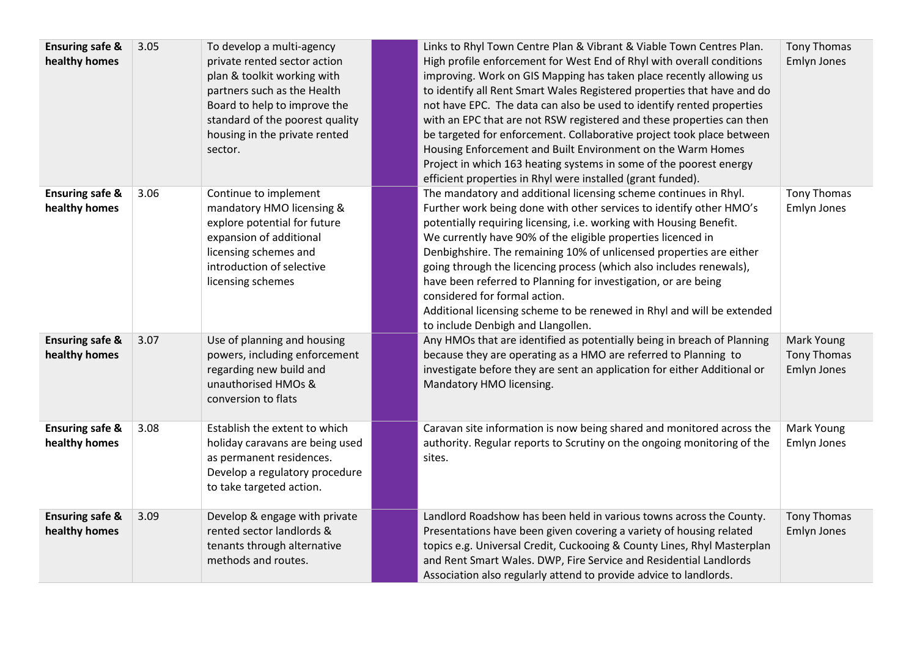| | | | | | |
|---|---|---|---|---|---|
| **Ensuring safe & healthy homes** | 3.05 | To develop a multi-agency private rented sector action plan & toolkit working with partners such as the Health Board to help to improve the standard of the poorest quality housing in the private rented sector. | | Links to Rhyl Town Centre Plan & Vibrant & Viable Town Centres Plan. High profile enforcement for West End of Rhyl with overall conditions improving. Work on GIS Mapping has taken place recently allowing us to identify all Rent Smart Wales Registered properties that have and do not have EPC. The data can also be used to identify rented properties with an EPC that are not RSW registered and these properties can then be targeted for enforcement. Collaborative project took place between Housing Enforcement and Built Environment on the Warm Homes Project in which 163 heating systems in some of the poorest energy efficient properties in Rhyl were installed (grant funded). | Tony Thomas Emlyn Jones |
| **Ensuring safe & healthy homes** | 3.06 | Continue to implement mandatory HMO licensing & explore potential for future expansion of additional licensing schemes and introduction of selective licensing schemes | | The mandatory and additional licensing scheme continues in Rhyl. Further work being done with other services to identify other HMO's potentially requiring licensing, i.e. working with Housing Benefit. We currently have 90% of the eligible properties licenced in Denbighshire. The remaining 10% of unlicensed properties are either going through the licencing process (which also includes renewals), have been referred to Planning for investigation, or are being considered for formal action. Additional licensing scheme to be renewed in Rhyl and will be extended to include Denbigh and Llangollen. | Tony Thomas Emlyn Jones |
| **Ensuring safe & healthy homes** | 3.07 | Use of planning and housing powers, including enforcement regarding new build and unauthorised HMOs & conversion to flats | | Any HMOs that are identified as potentially being in breach of Planning because they are operating as a HMO are referred to Planning to investigate before they are sent an application for either Additional or Mandatory HMO licensing. | Mark Young Tony Thomas Emlyn Jones |
| **Ensuring safe & healthy homes** | 3.08 | Establish the extent to which holiday caravans are being used as permanent residences. Develop a regulatory procedure to take targeted action. | | Caravan site information is now being shared and monitored across the authority. Regular reports to Scrutiny on the ongoing monitoring of the sites. | Mark Young Emlyn Jones |
| **Ensuring safe & healthy homes** | 3.09 | Develop & engage with private rented sector landlords & tenants through alternative methods and routes. | | Landlord Roadshow has been held in various towns across the County. Presentations have been given covering a variety of housing related topics e.g. Universal Credit, Cuckooing & County Lines, Rhyl Masterplan and Rent Smart Wales. DWP, Fire Service and Residential Landlords Association also regularly attend to provide advice to landlords. | Tony Thomas Emlyn Jones |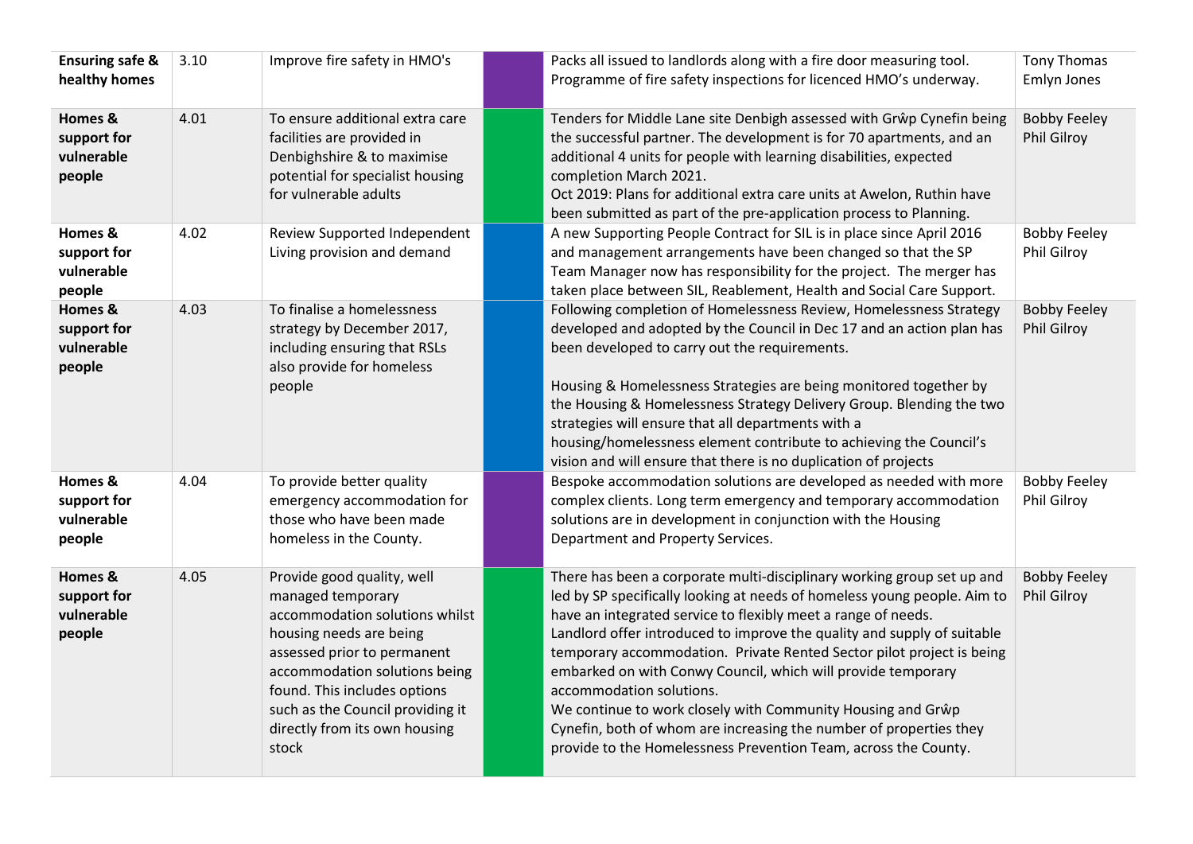| | | | | | |
|---|---|---|---|---|---|
| **Ensuring safe & healthy homes** | 3.10 | Improve fire safety in HMO's | | Packs all issued to landlords along with a fire door measuring tool. Programme of fire safety inspections for licenced HMO's underway. | Tony Thomas Emlyn Jones |
| **Homes & support for vulnerable people** | 4.01 | To ensure additional extra care facilities are provided in Denbighshire & to maximise potential for specialist housing for vulnerable adults | | Tenders for Middle Lane site Denbigh assessed with Grŵp Cynefin being the successful partner. The development is for 70 apartments, and an additional 4 units for people with learning disabilities, expected completion March 2021.<br>Oct 2019: Plans for additional extra care units at Awelon, Ruthin have been submitted as part of the pre-application process to Planning. | Bobby Feeley Phil Gilroy |
| **Homes & support for vulnerable people** | 4.02 | Review Supported Independent Living provision and demand | | A new Supporting People Contract for SIL is in place since April 2016 and management arrangements have been changed so that the SP Team Manager now has responsibility for the project. The merger has taken place between SIL, Reablement, Health and Social Care Support. | Bobby Feeley Phil Gilroy |
| **Homes & support for vulnerable people** | 4.03 | To finalise a homelessness strategy by December 2017, including ensuring that RSLs also provide for homeless people | | Following completion of Homelessness Review, Homelessness Strategy developed and adopted by the Council in Dec 17 and an action plan has been developed to carry out the requirements.<br><br>Housing & Homelessness Strategies are being monitored together by the Housing & Homelessness Strategy Delivery Group. Blending the two strategies will ensure that all departments with a housing/homelessness element contribute to achieving the Council's vision and will ensure that there is no duplication of projects | Bobby Feeley Phil Gilroy |
| **Homes & support for vulnerable people** | 4.04 | To provide better quality emergency accommodation for those who have been made homeless in the County. | | Bespoke accommodation solutions are developed as needed with more complex clients. Long term emergency and temporary accommodation solutions are in development in conjunction with the Housing Department and Property Services. | Bobby Feeley Phil Gilroy |
| **Homes & support for vulnerable people** | 4.05 | Provide good quality, well managed temporary accommodation solutions whilst housing needs are being assessed prior to permanent accommodation solutions being found. This includes options such as the Council providing it directly from its own housing stock | | There has been a corporate multi-disciplinary working group set up and led by SP specifically looking at needs of homeless young people. Aim to have an integrated service to flexibly meet a range of needs.<br>Landlord offer introduced to improve the quality and supply of suitable temporary accommodation. Private Rented Sector pilot project is being embarked on with Conwy Council, which will provide temporary accommodation solutions.<br>We continue to work closely with Community Housing and Grŵp Cynefin, both of whom are increasing the number of properties they provide to the Homelessness Prevention Team, across the County. | Bobby Feeley Phil Gilroy |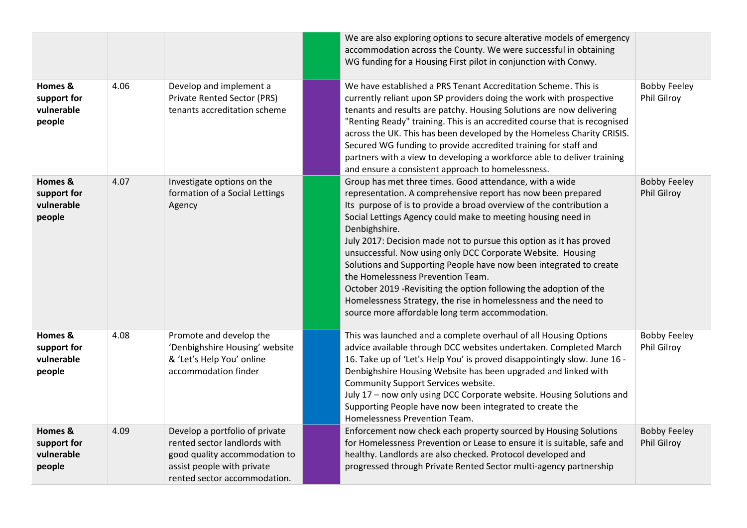| | | | | | |
|---|---|---|---|---|---|
| | | | | We are also exploring options to secure alterative models of emergency accommodation across the County. We were successful in obtaining WG funding for a Housing First pilot in conjunction with Conwy. | |
| **Homes & support for vulnerable people** | 4.06 | Develop and implement a Private Rented Sector (PRS) tenants accreditation scheme | | We have established a PRS Tenant Accreditation Scheme. This is currently reliant upon SP providers doing the work with prospective tenants and results are patchy. Housing Solutions are now delivering "Renting Ready" training. This is an accredited course that is recognised across the UK. This has been developed by the Homeless Charity CRISIS. Secured WG funding to provide accredited training for staff and partners with a view to developing a workforce able to deliver training and ensure a consistent approach to homelessness. | Bobby Feeley Phil Gilroy |
| **Homes & support for vulnerable people** | 4.07 | Investigate options on the formation of a Social Lettings Agency | | Group has met three times. Good attendance, with a wide representation. A comprehensive report has now been prepared Its purpose of is to provide a broad overview of the contribution a Social Lettings Agency could make to meeting housing need in Denbighshire.<br>July 2017: Decision made not to pursue this option as it has proved unsuccessful. Now using only DCC Corporate Website. Housing Solutions and Supporting People have now been integrated to create the Homelessness Prevention Team.<br>October 2019 -Revisiting the option following the adoption of the Homelessness Strategy, the rise in homelessness and the need to source more affordable long term accommodation. | Bobby Feeley Phil Gilroy |
| **Homes & support for vulnerable people** | 4.08 | Promote and develop the 'Denbighshire Housing' website & 'Let's Help You' online accommodation finder | | This was launched and a complete overhaul of all Housing Options advice available through DCC websites undertaken. Completed March 16. Take up of 'Let's Help You' is proved disappointingly slow. June 16 - Denbighshire Housing Website has been upgraded and linked with Community Support Services website.<br>July 17 – now only using DCC Corporate website. Housing Solutions and Supporting People have now been integrated to create the Homelessness Prevention Team. | Bobby Feeley Phil Gilroy |
| **Homes & support for vulnerable people** | 4.09 | Develop a portfolio of private rented sector landlords with good quality accommodation to assist people with private rented sector accommodation. | | Enforcement now check each property sourced by Housing Solutions for Homelessness Prevention or Lease to ensure it is suitable, safe and healthy. Landlords are also checked. Protocol developed and progressed through Private Rented Sector multi-agency partnership | Bobby Feeley Phil Gilroy |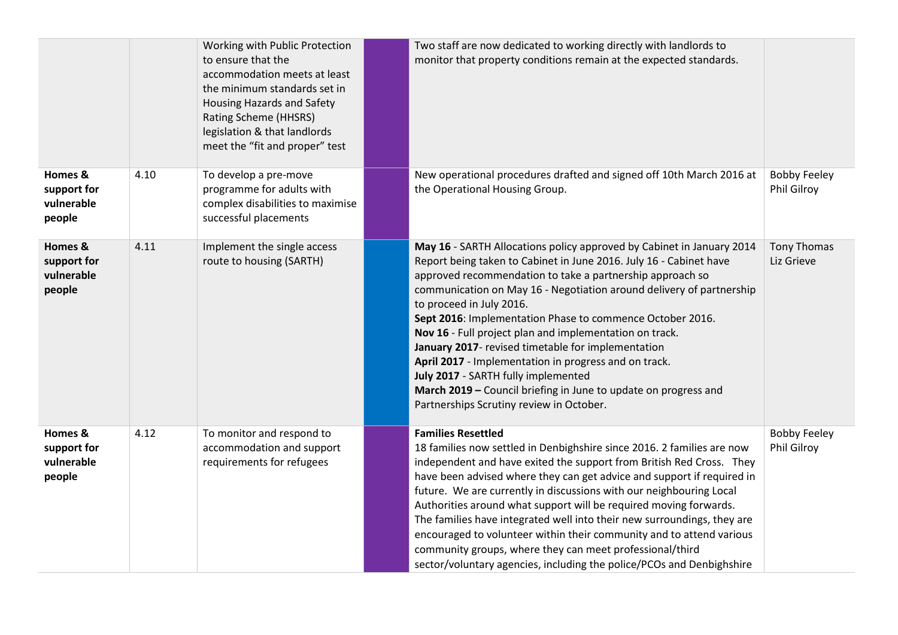| | | | | | |
|---|---|---|---|---|---|
| | | Working with Public Protection to ensure that the accommodation meets at least the minimum standards set in Housing Hazards and Safety Rating Scheme (HHSRS) legislation & that landlords meet the "fit and proper" test | | Two staff are now dedicated to working directly with landlords to monitor that property conditions remain at the expected standards. | |
| **Homes & support for vulnerable people** | 4.10 | To develop a pre-move programme for adults with complex disabilities to maximise successful placements | | New operational procedures drafted and signed off 10th March 2016 at the Operational Housing Group. | Bobby Feeley Phil Gilroy |
| **Homes & support for vulnerable people** | 4.11 | Implement the single access route to housing (SARTH) | | **May 16** - SARTH Allocations policy approved by Cabinet in January 2014 Report being taken to Cabinet in June 2016. July 16 - Cabinet have approved recommendation to take a partnership approach so communication on May 16 - Negotiation around delivery of partnership to proceed in July 2016.<br>**Sept 2016**: Implementation Phase to commence October 2016.<br>**Nov 16** - Full project plan and implementation on track.<br>**January 2017**- revised timetable for implementation<br>**April 2017** - Implementation in progress and on track.<br>**July 2017** - SARTH fully implemented<br>**March 2019 –** Council briefing in June to update on progress and Partnerships Scrutiny review in October. | Tony Thomas Liz Grieve |
| **Homes & support for vulnerable people** | 4.12 | To monitor and respond to accommodation and support requirements for refugees | | **Families Resettled**<br>18 families now settled in Denbighshire since 2016. 2 families are now independent and have exited the support from British Red Cross. They have been advised where they can get advice and support if required in future. We are currently in discussions with our neighbouring Local Authorities around what support will be required moving forwards. The families have integrated well into their new surroundings, they are encouraged to volunteer within their community and to attend various community groups, where they can meet professional/third sector/voluntary agencies, including the police/PCOs and Denbighshire | Bobby Feeley Phil Gilroy |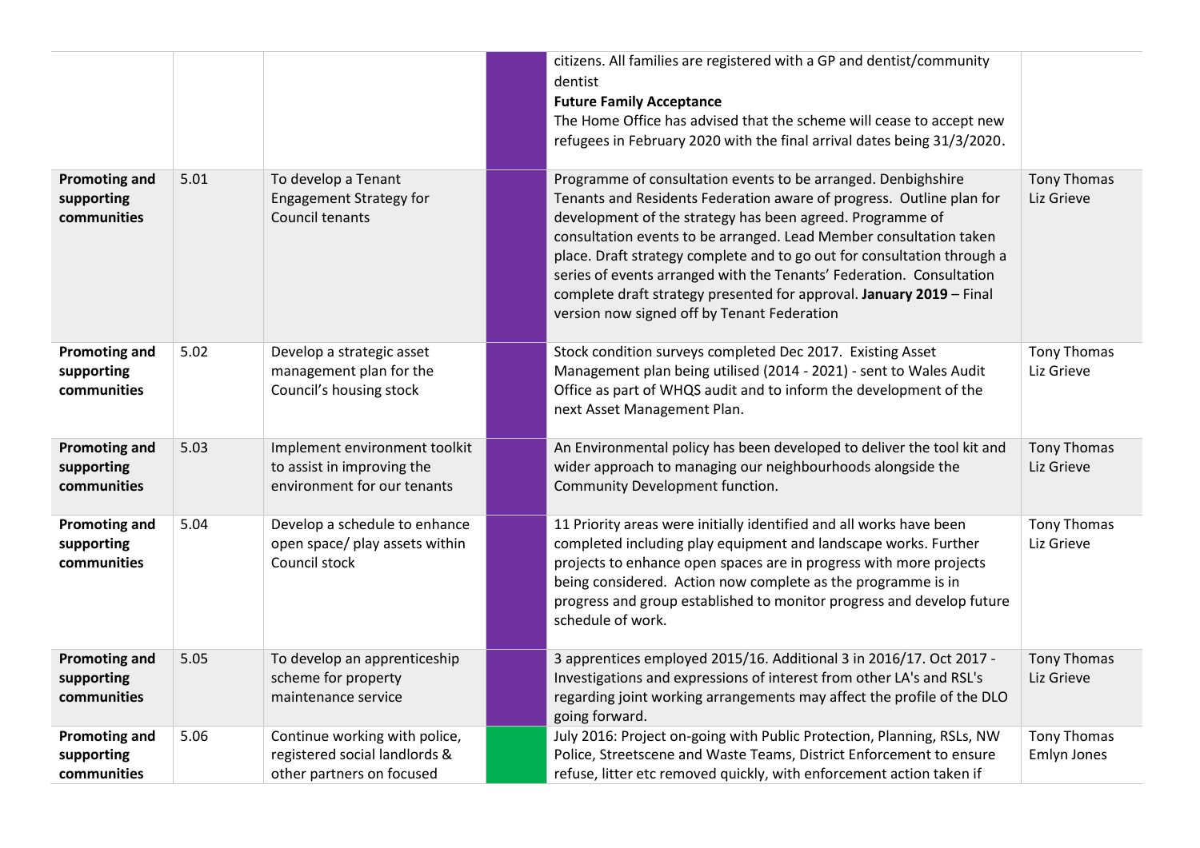| | | | | | |
|---|---|---|---|---|---|
| | | | | citizens. All families are registered with a GP and dentist/community dentist<br>**Future Family Acceptance**<br>The Home Office has advised that the scheme will cease to accept new refugees in February 2020 with the final arrival dates being 31/3/2020. | |
| **Promoting and supporting communities** | 5.01 | To develop a Tenant Engagement Strategy for Council tenants | | Programme of consultation events to be arranged. Denbighshire Tenants and Residents Federation aware of progress. Outline plan for development of the strategy has been agreed. Programme of consultation events to be arranged. Lead Member consultation taken place. Draft strategy complete and to go out for consultation through a series of events arranged with the Tenants' Federation. Consultation complete draft strategy presented for approval. **January 2019** – Final version now signed off by Tenant Federation | Tony Thomas<br>Liz Grieve |
| **Promoting and supporting communities** | 5.02 | Develop a strategic asset management plan for the Council's housing stock | | Stock condition surveys completed Dec 2017. Existing Asset Management plan being utilised (2014 - 2021) - sent to Wales Audit Office as part of WHQS audit and to inform the development of the next Asset Management Plan. | Tony Thomas<br>Liz Grieve |
| **Promoting and supporting communities** | 5.03 | Implement environment toolkit to assist in improving the environment for our tenants | | An Environmental policy has been developed to deliver the tool kit and wider approach to managing our neighbourhoods alongside the Community Development function. | Tony Thomas<br>Liz Grieve |
| **Promoting and supporting communities** | 5.04 | Develop a schedule to enhance open space/ play assets within Council stock | | 11 Priority areas were initially identified and all works have been completed including play equipment and landscape works. Further projects to enhance open spaces are in progress with more projects being considered. Action now complete as the programme is in progress and group established to monitor progress and develop future schedule of work. | Tony Thomas<br>Liz Grieve |
| **Promoting and supporting communities** | 5.05 | To develop an apprenticeship scheme for property maintenance service | | 3 apprentices employed 2015/16. Additional 3 in 2016/17. Oct 2017 - Investigations and expressions of interest from other LA's and RSL's regarding joint working arrangements may affect the profile of the DLO going forward. | Tony Thomas<br>Liz Grieve |
| **Promoting and supporting communities** | 5.06 | Continue working with police, registered social landlords & other partners on focused | | July 2016: Project on-going with Public Protection, Planning, RSLs, NW Police, Streetscene and Waste Teams, District Enforcement to ensure refuse, litter etc removed quickly, with enforcement action taken if | Tony Thomas<br>Emlyn Jones |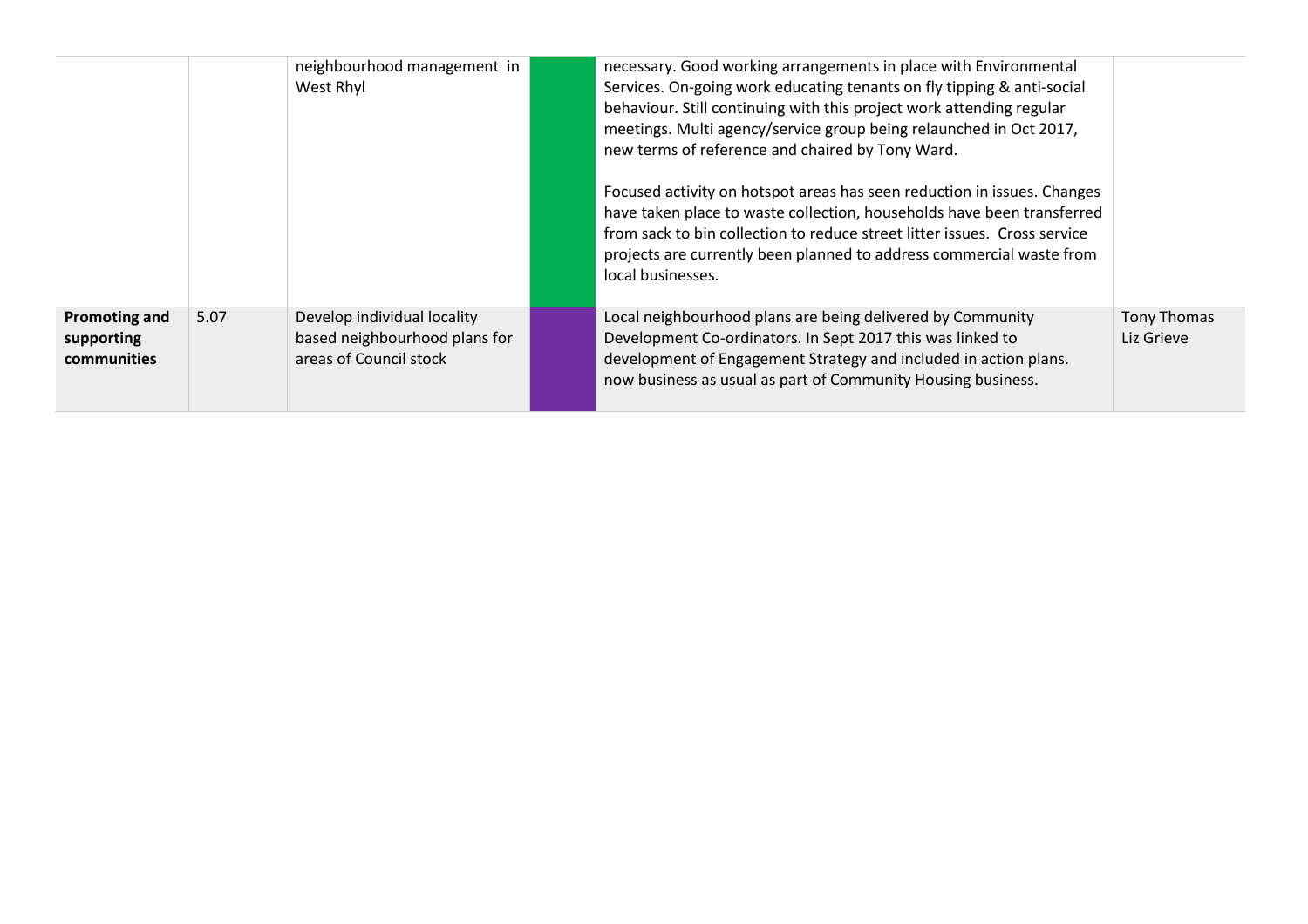| | | | | | |
|---|---|---|---|---|---|
| | | neighbourhood management in West Rhyl | | necessary. Good working arrangements in place with Environmental Services. On-going work educating tenants on fly tipping & anti-social behaviour. Still continuing with this project work attending regular meetings. Multi agency/service group being relaunched in Oct 2017, new terms of reference and chaired by Tony Ward.<br><br>Focused activity on hotspot areas has seen reduction in issues. Changes have taken place to waste collection, households have been transferred from sack to bin collection to reduce street litter issues. Cross service projects are currently been planned to address commercial waste from local businesses. | |
| **Promoting and supporting communities** | 5.07 | Develop individual locality based neighbourhood plans for areas of Council stock | | Local neighbourhood plans are being delivered by Community Development Co-ordinators. In Sept 2017 this was linked to development of Engagement Strategy and included in action plans. now business as usual as part of Community Housing business. | Tony Thomas<br>Liz Grieve |